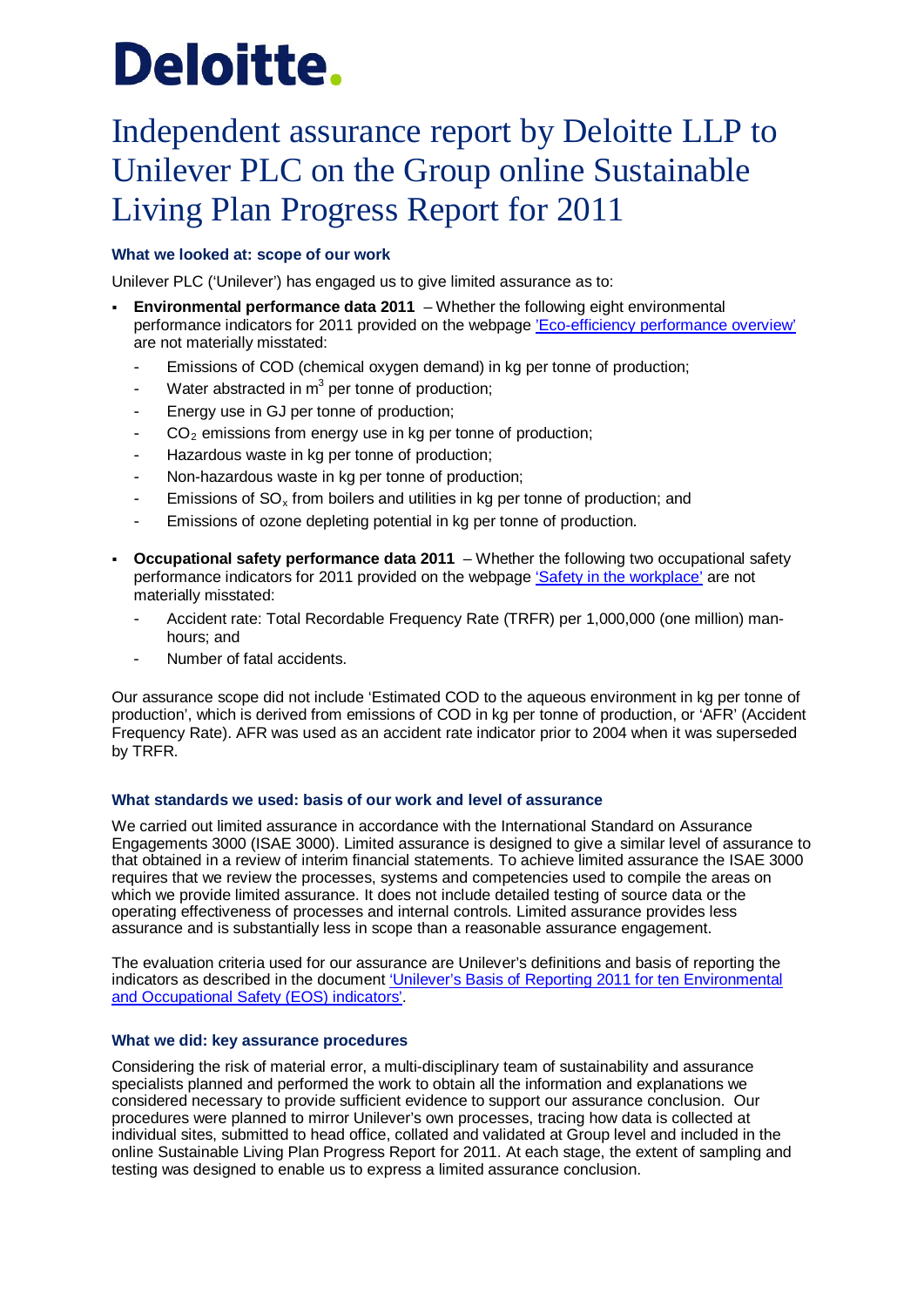# Deloitte.

# Independent assurance report by Deloitte LLP to Unilever PLC on the Group online Sustainable Living Plan Progress Report for 2011

### What we looked at: scope of our work

Unilever PLC ('Unilever') has engaged us to give limited assurance as to:

- **Environmental performance data 2011** – Whether the following eight environmental performance indicators for 2011 provided on the webpage 'Eco-efficiency performance overview' are not materially misstated:
  - Emissions of COD (chemical oxygen demand) in kg per tonne of production;
  - Water abstracted in $m^3$ per tonne of production;
  - Energy use in GJ per tonne of production;
  - $CO_2$ emissions from energy use in kg per tonne of production;
  - Hazardous waste in kg per tonne of production;
  - Non-hazardous waste in kg per tonne of production;
  - Emissions of $SO_x$ from boilers and utilities in kg per tonne of production; and
  - Emissions of ozone depleting potential in kg per tonne of production.
- **Occupational safety performance data 2011** – Whether the following two occupational safety performance indicators for 2011 provided on the webpage 'Safety in the workplace' are not materially misstated:
  - Accident rate: Total Recordable Frequency Rate (TRFR) per 1,000,000 (one million) man-hours; and
  - Number of fatal accidents.

Our assurance scope did not include 'Estimated COD to the aqueous environment in kg per tonne of production', which is derived from emissions of COD in kg per tonne of production, or 'AFR' (Accident Frequency Rate). AFR was used as an accident rate indicator prior to 2004 when it was superseded by TRFR.

### What standards we used: basis of our work and level of assurance

We carried out limited assurance in accordance with the International Standard on Assurance Engagements 3000 (ISAE 3000). Limited assurance is designed to give a similar level of assurance to that obtained in a review of interim financial statements. To achieve limited assurance the ISAE 3000 requires that we review the processes, systems and competencies used to compile the areas on which we provide limited assurance. It does not include detailed testing of source data or the operating effectiveness of processes and internal controls. Limited assurance provides less assurance and is substantially less in scope than a reasonable assurance engagement.

The evaluation criteria used for our assurance are Unilever's definitions and basis of reporting the indicators as described in the document 'Unilever's Basis of Reporting 2011 for ten Environmental and Occupational Safety (EOS) indicators'.

### What we did: key assurance procedures

Considering the risk of material error, a multi-disciplinary team of sustainability and assurance specialists planned and performed the work to obtain all the information and explanations we considered necessary to provide sufficient evidence to support our assurance conclusion. Our procedures were planned to mirror Unilever's own processes, tracing how data is collected at individual sites, submitted to head office, collated and validated at Group level and included in the online Sustainable Living Plan Progress Report for 2011. At each stage, the extent of sampling and testing was designed to enable us to express a limited assurance conclusion.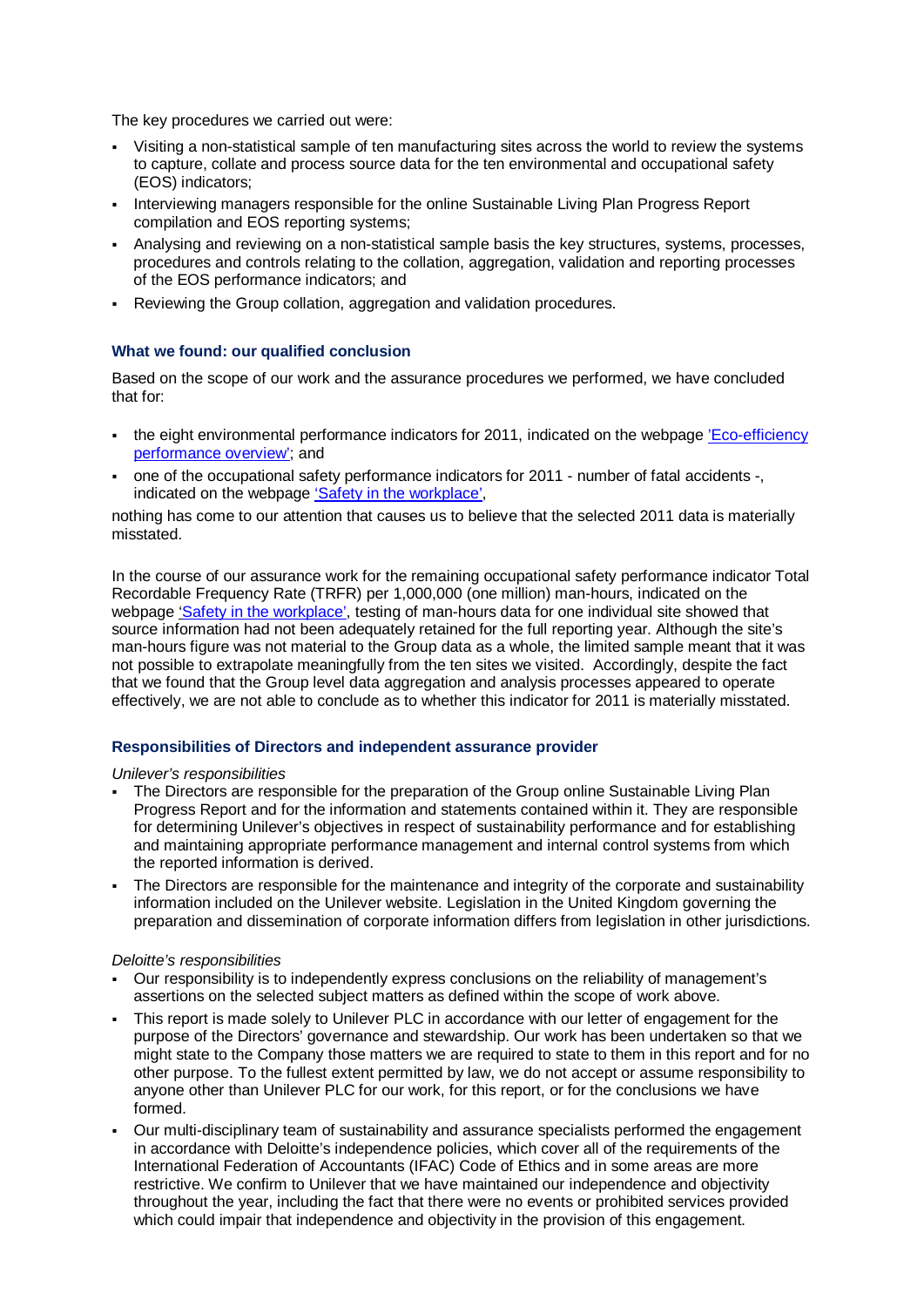The key procedures we carried out were:

- Visiting a non-statistical sample of ten manufacturing sites across the world to review the systems to capture, collate and process source data for the ten environmental and occupational safety (EOS) indicators;
- Interviewing managers responsible for the online Sustainable Living Plan Progress Report compilation and EOS reporting systems;
- Analysing and reviewing on a non-statistical sample basis the key structures, systems, processes, procedures and controls relating to the collation, aggregation, validation and reporting processes of the EOS performance indicators; and
- Reviewing the Group collation, aggregation and validation procedures.

### What we found: our qualified conclusion

Based on the scope of our work and the assurance procedures we performed, we have concluded that for:

- the eight environmental performance indicators for 2011, indicated on the webpage 'Eco-efficiency performance overview'; and
- one of the occupational safety performance indicators for 2011 - number of fatal accidents -, indicated on the webpage 'Safety in the workplace',

nothing has come to our attention that causes us to believe that the selected 2011 data is materially misstated.

In the course of our assurance work for the remaining occupational safety performance indicator Total Recordable Frequency Rate (TRFR) per 1,000,000 (one million) man-hours, indicated on the webpage 'Safety in the workplace', testing of man-hours data for one individual site showed that source information had not been adequately retained for the full reporting year. Although the site's man-hours figure was not material to the Group data as a whole, the limited sample meant that it was not possible to extrapolate meaningfully from the ten sites we visited. Accordingly, despite the fact that we found that the Group level data aggregation and analysis processes appeared to operate effectively, we are not able to conclude as to whether this indicator for 2011 is materially misstated.

### Responsibilities of Directors and independent assurance provider

*Unilever's responsibilities*

- The Directors are responsible for the preparation of the Group online Sustainable Living Plan Progress Report and for the information and statements contained within it. They are responsible for determining Unilever's objectives in respect of sustainability performance and for establishing and maintaining appropriate performance management and internal control systems from which the reported information is derived.
- The Directors are responsible for the maintenance and integrity of the corporate and sustainability information included on the Unilever website. Legislation in the United Kingdom governing the preparation and dissemination of corporate information differs from legislation in other jurisdictions.

*Deloitte's responsibilities*

- Our responsibility is to independently express conclusions on the reliability of management's assertions on the selected subject matters as defined within the scope of work above.
- This report is made solely to Unilever PLC in accordance with our letter of engagement for the purpose of the Directors' governance and stewardship. Our work has been undertaken so that we might state to the Company those matters we are required to state to them in this report and for no other purpose. To the fullest extent permitted by law, we do not accept or assume responsibility to anyone other than Unilever PLC for our work, for this report, or for the conclusions we have formed.
- Our multi-disciplinary team of sustainability and assurance specialists performed the engagement in accordance with Deloitte's independence policies, which cover all of the requirements of the International Federation of Accountants (IFAC) Code of Ethics and in some areas are more restrictive. We confirm to Unilever that we have maintained our independence and objectivity throughout the year, including the fact that there were no events or prohibited services provided which could impair that independence and objectivity in the provision of this engagement.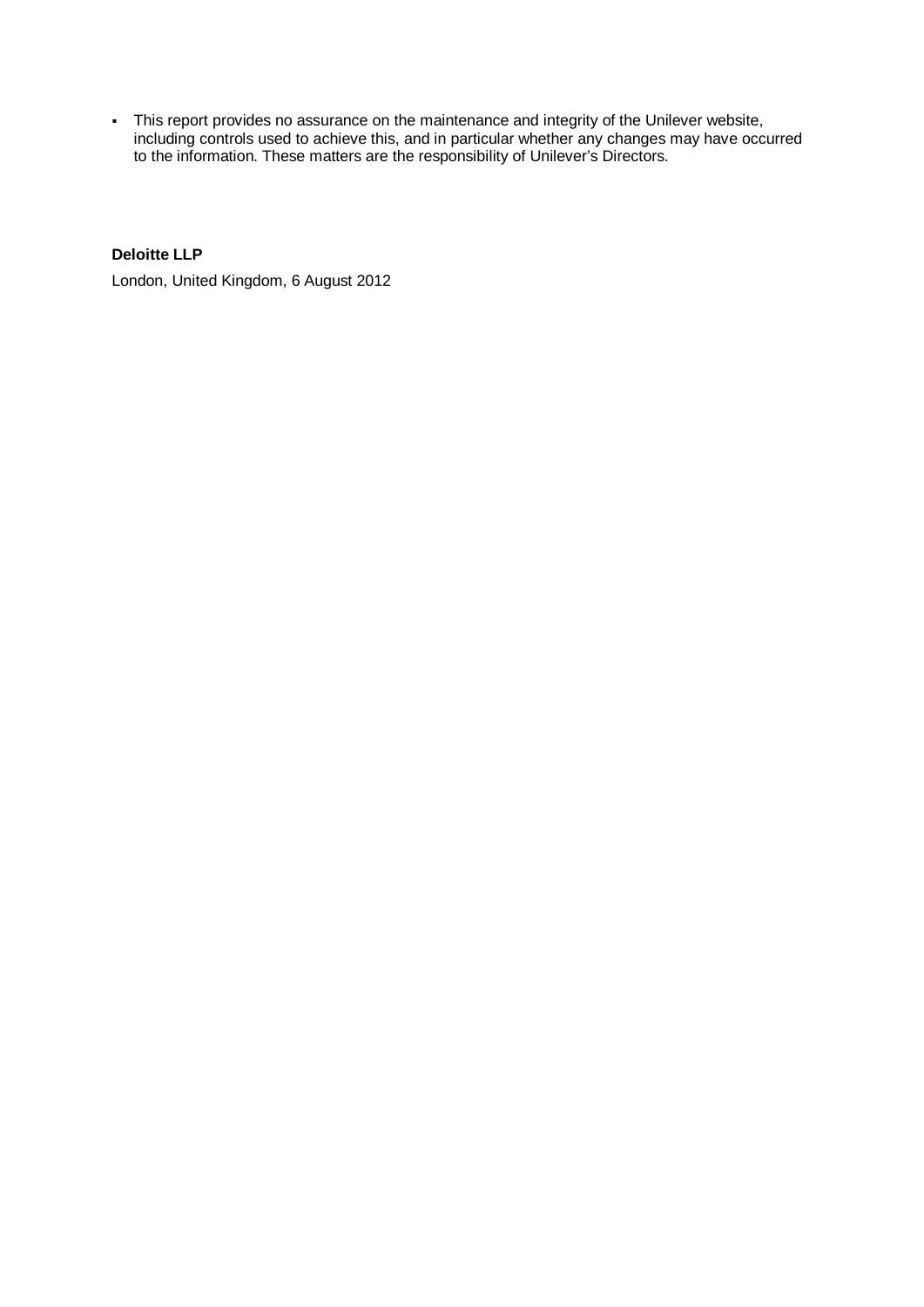- This report provides no assurance on the maintenance and integrity of the Unilever website, including controls used to achieve this, and in particular whether any changes may have occurred to the information. These matters are the responsibility of Unilever's Directors.

**Deloitte LLP**

London, United Kingdom, 6 August 2012